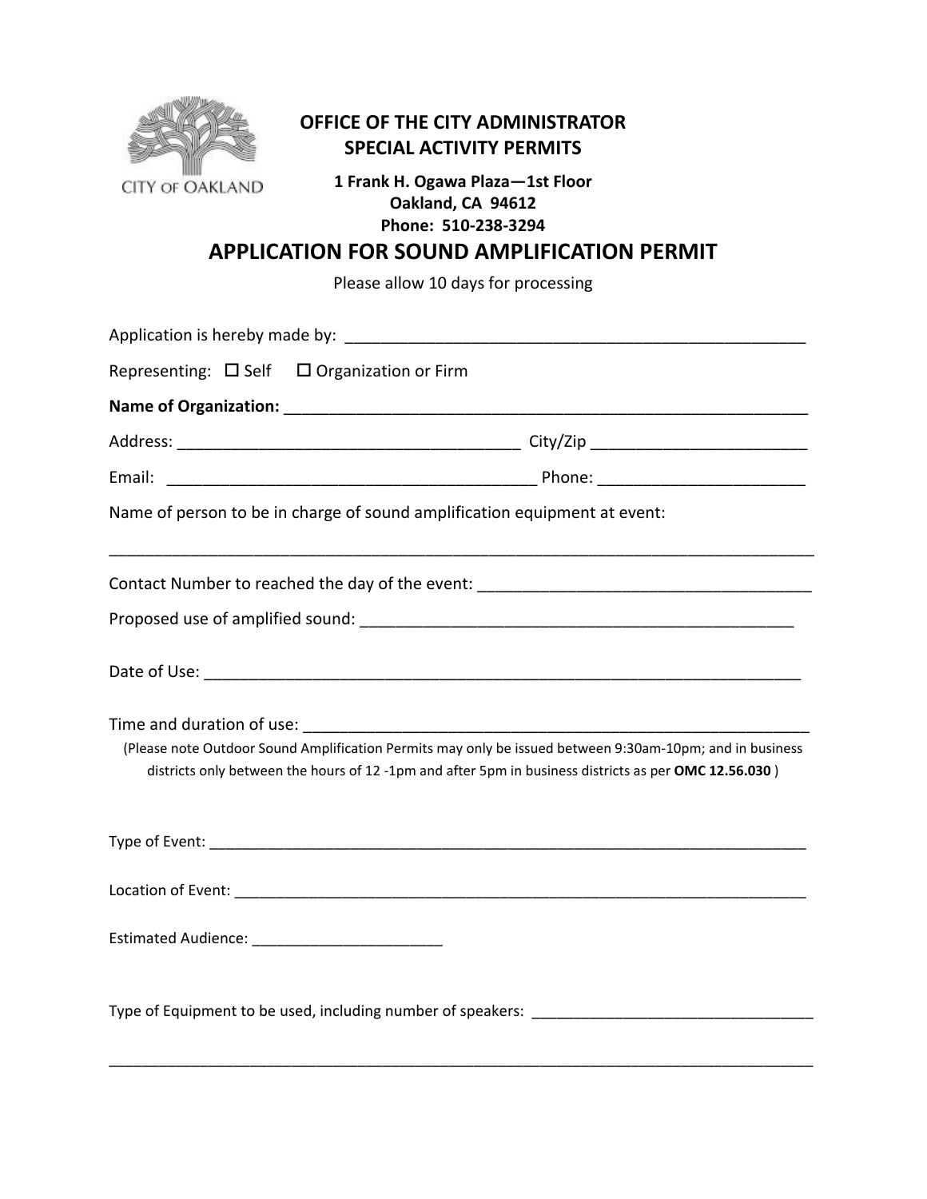CITY OF OAKLAND

**OFFICE OF THE CITY ADMINISTRATOR**
**SPECIAL ACTIVITY PERMITS**

**1 Frank H. Ogawa Plaza—1st Floor**
**Oakland, CA 94612**
**Phone: 510-238-3294**

# APPLICATION FOR SOUND AMPLIFICATION PERMIT

Please allow 10 days for processing

Application is hereby made by: ____________________________________________________

Representing: ☐ Self ☐ Organization or Firm

**Name of Organization:** __________________________________________________________

Address: ______________________________________ City/Zip ________________________

Email: __________________________________________ Phone: _______________________

Name of person to be in charge of sound amplification equipment at event:

________________________________________________________________________________

Contact Number to reached the day of the event: ____________________________________

Proposed use of amplified sound: _________________________________________________

Date of Use: ___________________________________________________________________

Time and duration of use: _______________________________________________________

(Please note Outdoor Sound Amplification Permits may only be issued between 9:30am-10pm; and in business districts only between the hours of 12 -1pm and after 5pm in business districts as per **OMC 12.56.030** )

Type of Event: __________________________________________________________________

Location of Event: _______________________________________________________________

Estimated Audience: ______________________

Type of Equipment to be used, including number of speakers: __________________________________

________________________________________________________________________________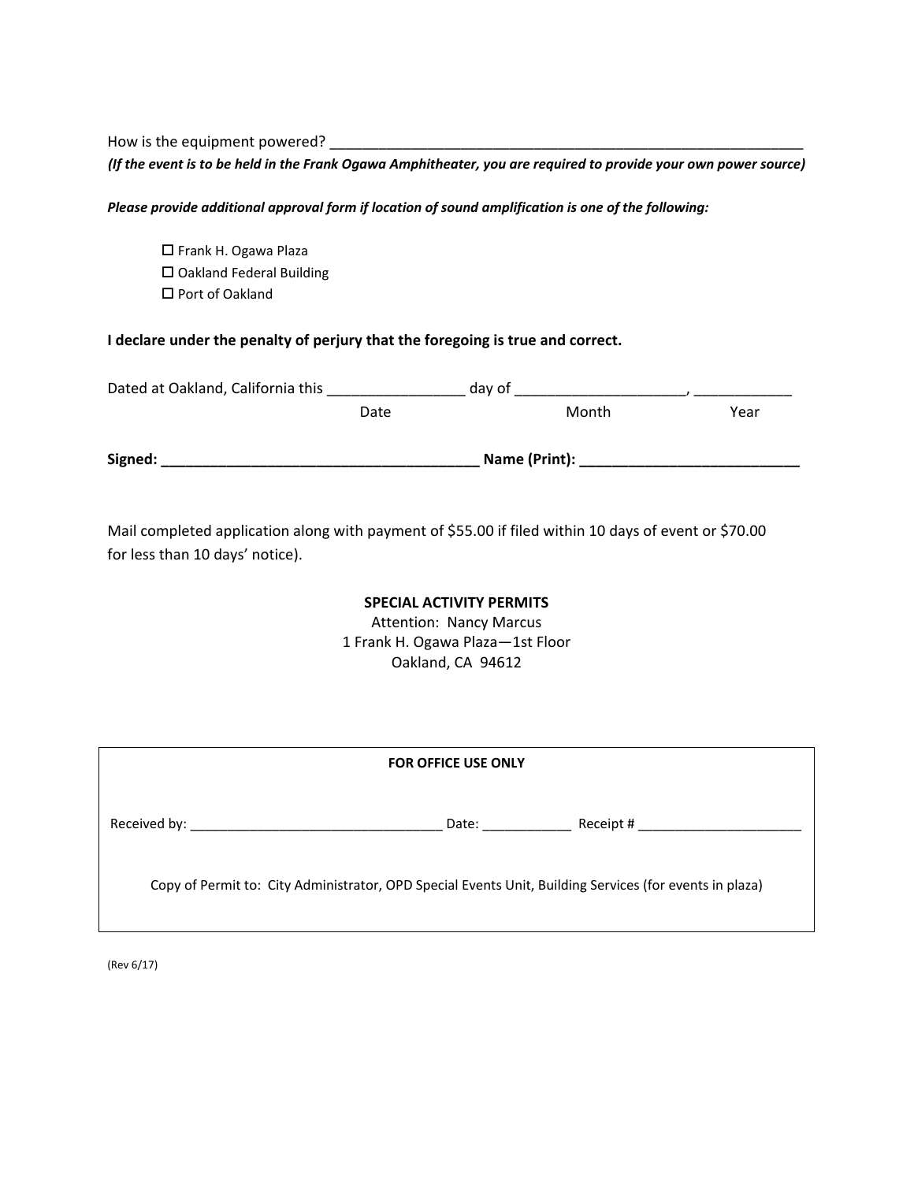How is the equipment powered? ____________________________________________________________

***(If the event is to be held in the Frank Ogawa Amphitheater, you are required to provide your own power source)***

***Please provide additional approval form if location of sound amplification is one of the following:***

- ☐ Frank H. Ogawa Plaza
- ☐ Oakland Federal Building
- ☐ Port of Oakland

**I declare under the penalty of perjury that the foregoing is true and correct.**

Dated at Oakland, California this _________________ day of _____________________, ____________

Date | Month | Year

**Signed: _______________________________________ Name (Print): ___________________________**

Mail completed application along with payment of $55.00 if filed within 10 days of event or $70.00 for less than 10 days' notice).

**SPECIAL ACTIVITY PERMITS**
Attention: Nancy Marcus
1 Frank H. Ogawa Plaza—1st Floor
Oakland, CA 94612

**FOR OFFICE USE ONLY**

Received by: __________________________________ Date: ____________ Receipt # ______________________

Copy of Permit to: City Administrator, OPD Special Events Unit, Building Services (for events in plaza)

(Rev 6/17)